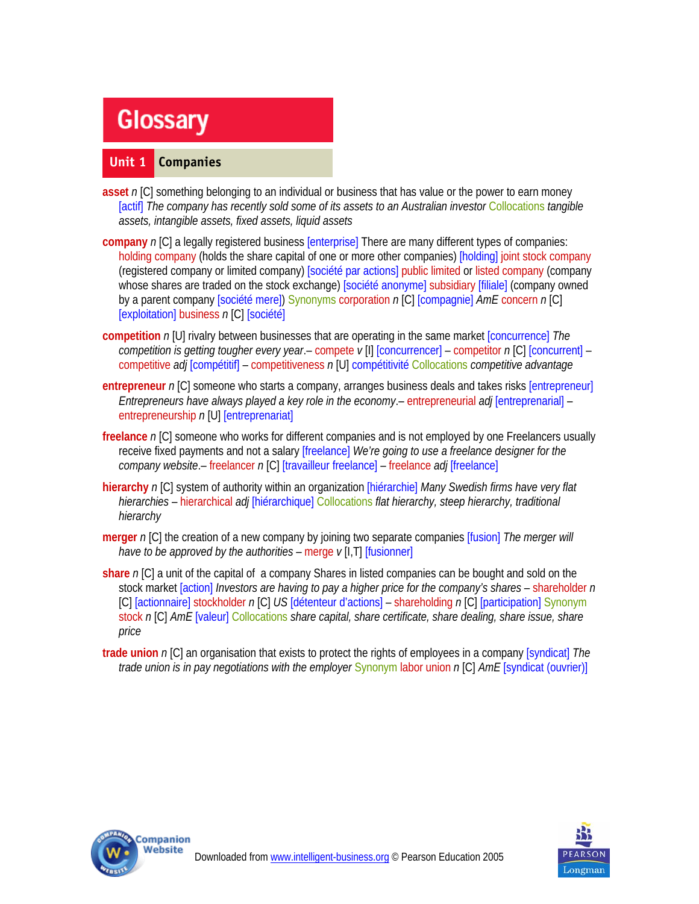# Glossary

## Unit 1 Companies

**asset** *n* [C] something belonging to an individual or business that has value or the power to earn money [actif] *The company has recently sold some of its assets to an Australian investor* Collocations *tangible assets, intangible assets, fixed assets, liquid assets*

**company** *n* [C] a legally registered business [enterprise] There are many different types of companies: holding company (holds the share capital of one or more other companies) [holding] joint stock company (registered company or limited company) [société par actions] public limited or listed company (company whose shares are traded on the stock exchange) [société anonyme] subsidiary [filiale] (company owned by a parent company [société mere]) Synonyms corporation *n* [C] [compagnie] *AmE* concern *n* [C] [exploitation] business *n* [C] [société]

**competition** *n* [U] rivalry between businesses that are operating in the same market [concurrence] *The competition is getting tougher every year*.– compete *v* [I] [concurrencer] – competitor *n* [C] [concurrent] – competitive *adj* [compétitif] – competitiveness *n* [U] compétitivité Collocations *competitive advantage*

**entrepreneur** *n* [C] someone who starts a company, arranges business deals and takes risks [entrepreneur] *Entrepreneurs have always played a key role in the economy*.– entrepreneurial *adj* [entreprenarial] – entrepreneurship *n* [U] [entreprenariat]

**freelance** *n* [C] someone who works for different companies and is not employed by one Freelancers usually receive fixed payments and not a salary [freelance] *We're going to use a freelance designer for the company website*.– freelancer *n* [C] [travailleur freelance] – freelance *adj* [freelance]

**hierarchy** *n* [C] system of authority within an organization [hiérarchie] *Many Swedish firms have very flat hierarchies* – hierarchical *adj* [hiérarchique] Collocations *flat hierarchy, steep hierarchy, traditional hierarchy*

**merger** *n* [C] the creation of a new company by joining two separate companies [fusion] *The merger will have to be approved by the authorities* – merge *v* [I,T] [fusionner]

**share** *n* [C] a unit of the capital of a company Shares in listed companies can be bought and sold on the stock market [action] *Investors are having to pay a higher price for the company's shares* – shareholder *n* [C] [actionnaire] stockholder *n* [C] *US* [détenteur d'actions] – shareholding *n* [C] [participation] Synonym stock *n* [C] *AmE* [valeur] Collocations *share capital, share certificate, share dealing, share issue, share price*

**trade union** *n* [C] an organisation that exists to protect the rights of employees in a company [syndicat] *The trade union is in pay negotiations with the employer* Synonym labor union *n* [C] *AmE* [syndicat (ouvrier)]

Downloaded from www.intelligent-business.org © Pearson Education 2005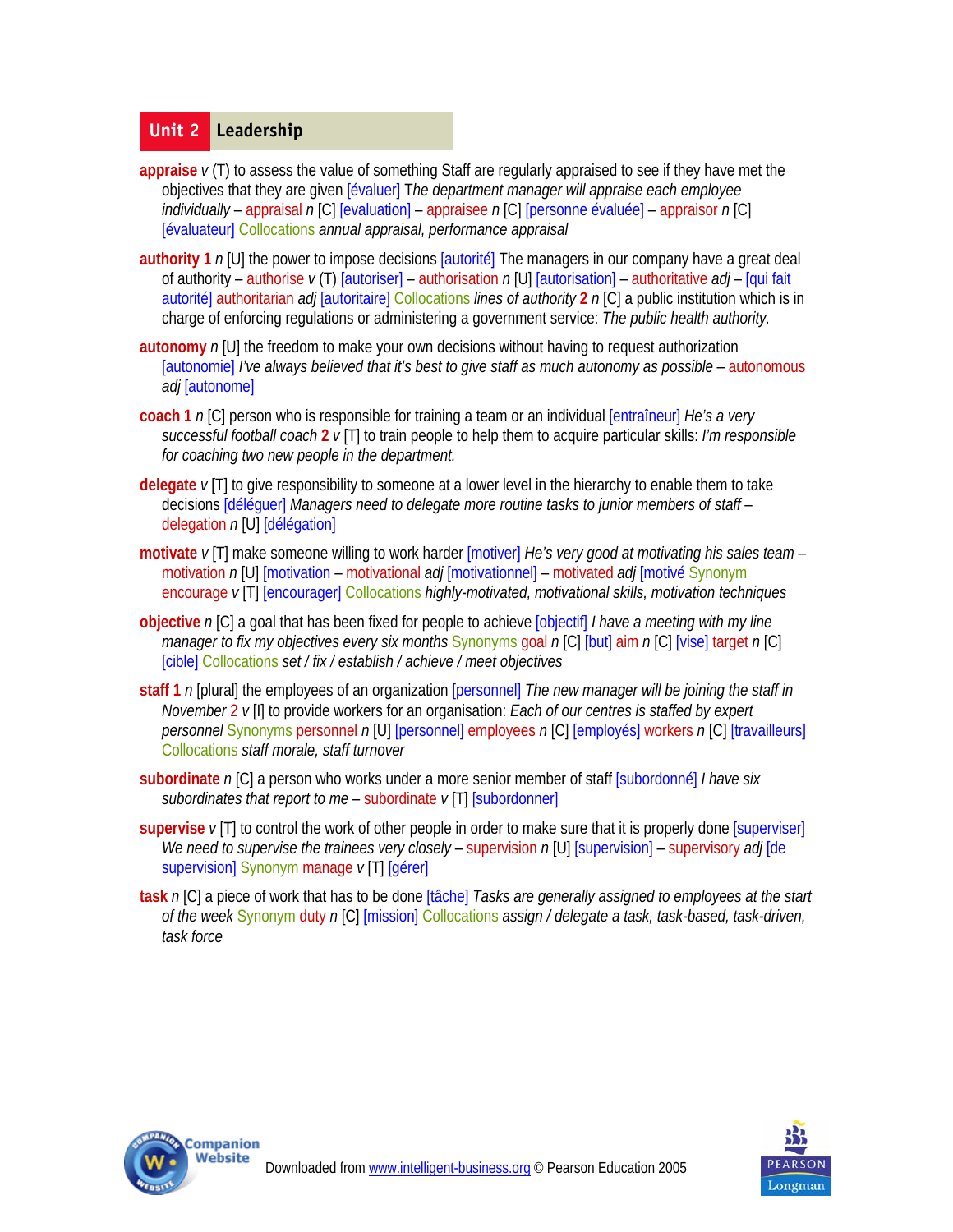# Unit 2 Leadership

**appraise** *v* (T) to assess the value of something Staff are regularly appraised to see if they have met the objectives that they are given [évaluer] *The department manager will appraise each employee individually* – appraisal *n* [C] [evaluation] – appraisee *n* [C] [personne évaluée] – appraisor *n* [C] [évaluateur] Collocations *annual appraisal, performance appraisal*

**authority 1** *n* [U] the power to impose decisions [autorité] The managers in our company have a great deal of authority – authorise *v* (T) [autoriser] – authorisation *n* [U] [autorisation] – authoritative *adj* – [qui fait autorité] authoritarian *adj* [autoritaire] Collocations *lines of authority* **2** *n* [C] a public institution which is in charge of enforcing regulations or administering a government service: *The public health authority.*

**autonomy** *n* [U] the freedom to make your own decisions without having to request authorization [autonomie] *I've always believed that it's best to give staff as much autonomy as possible* – autonomous *adj* [autonome]

**coach 1** *n* [C] person who is responsible for training a team or an individual [entraîneur] *He's a very successful football coach* **2** *v* [T] to train people to help them to acquire particular skills: *I'm responsible for coaching two new people in the department.*

**delegate** *v* [T] to give responsibility to someone at a lower level in the hierarchy to enable them to take decisions [déléguer] *Managers need to delegate more routine tasks to junior members of staff* – delegation *n* [U] [délégation]

**motivate** *v* [T] make someone willing to work harder [motiver] *He's very good at motivating his sales team* – motivation *n* [U] [motivation – motivational *adj* [motivationnel] – motivated *adj* [motivé Synonym encourage *v* [T] [encourager] Collocations *highly-motivated, motivational skills, motivation techniques*

**objective** *n* [C] a goal that has been fixed for people to achieve [objectif] *I have a meeting with my line manager to fix my objectives every six months* Synonyms goal *n* [C] [but] aim *n* [C] [vise] target *n* [C] [cible] Collocations *set / fix / establish / achieve / meet objectives*

**staff 1** *n* [plural] the employees of an organization [personnel] *The new manager will be joining the staff in November* 2 *v* [I] to provide workers for an organisation: *Each of our centres is staffed by expert personnel* Synonyms personnel *n* [U] [personnel] employees *n* [C] [employés] workers *n* [C] [travailleurs] Collocations *staff morale, staff turnover*

**subordinate** *n* [C] a person who works under a more senior member of staff [subordonné] *I have six subordinates that report to me* – subordinate *v* [T] [subordonner]

**supervise** *v* [T] to control the work of other people in order to make sure that it is properly done [superviser] *We need to supervise the trainees very closely* – supervision *n* [U] [supervision] – supervisory *adj* [de supervision] Synonym manage *v* [T] [gérer]

**task** *n* [C] a piece of work that has to be done [tâche] *Tasks are generally assigned to employees at the start of the week* Synonym duty *n* [C] [mission] Collocations *assign / delegate a task, task-based, task-driven, task force*

Downloaded from www.intelligent-business.org © Pearson Education 2005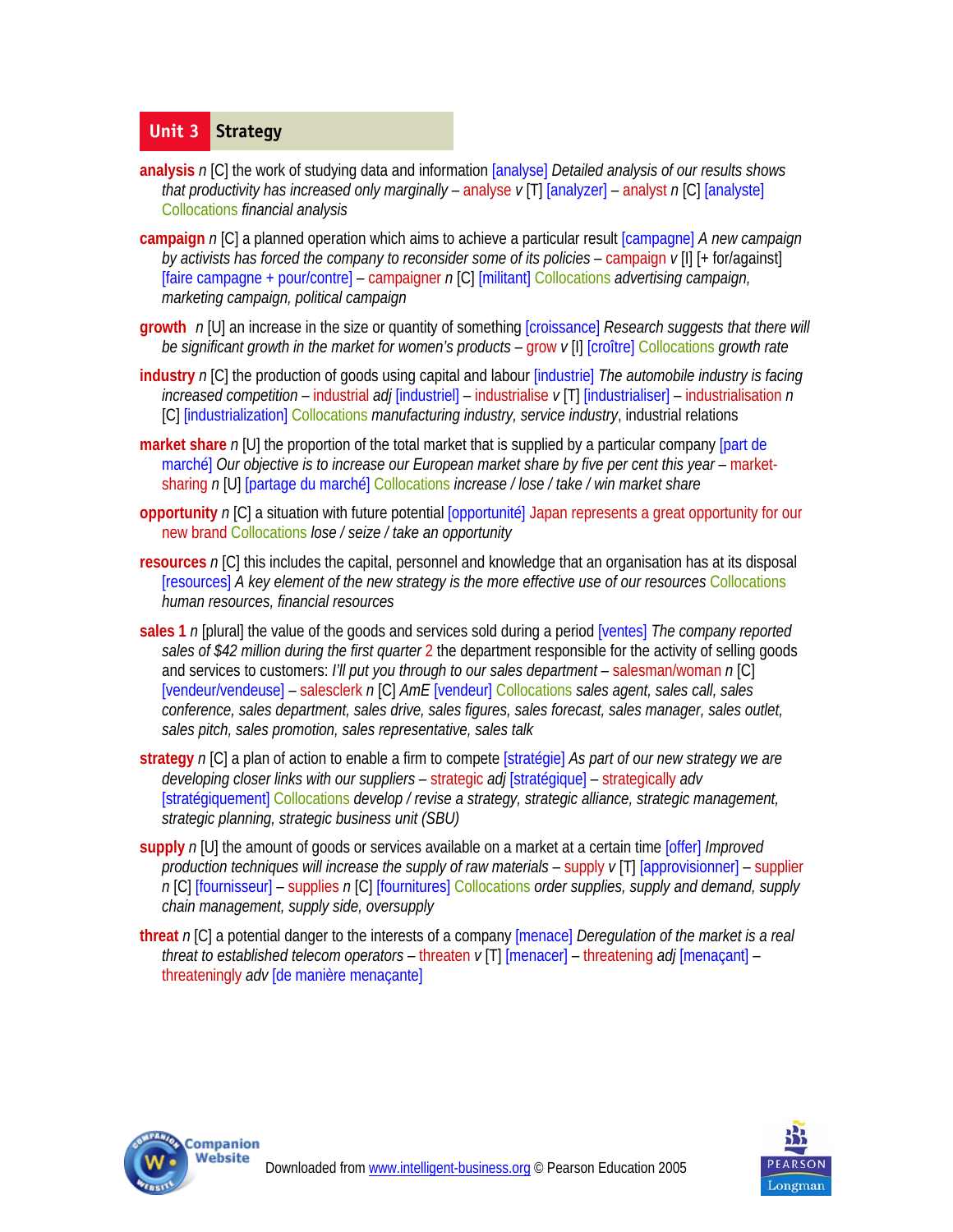## Unit 3 Strategy

**analysis** *n* [C] the work of studying data and information [analyse] *Detailed analysis of our results shows that productivity has increased only marginally* – analyse *v* [T] [analyzer] – analyst *n* [C] [analyste] Collocations *financial analysis*

**campaign** *n* [C] a planned operation which aims to achieve a particular result [campagne] *A new campaign by activists has forced the company to reconsider some of its policies* – campaign *v* [I] [+ for/against] [faire campagne + pour/contre] – campaigner *n* [C] [militant] Collocations *advertising campaign, marketing campaign, political campaign*

**growth** *n* [U] an increase in the size or quantity of something [croissance] *Research suggests that there will be significant growth in the market for women's products* – grow *v* [I] [croître] Collocations *growth rate*

**industry** *n* [C] the production of goods using capital and labour [industrie] *The automobile industry is facing increased competition* – industrial *adj* [industriel] – industrialise *v* [T] [industrialiser] – industrialisation *n* [C] [industrialization] Collocations *manufacturing industry, service industry*, industrial relations

**market share** *n* [U] the proportion of the total market that is supplied by a particular company [part de marché] *Our objective is to increase our European market share by five per cent this year* – market-sharing *n* [U] [partage du marché] Collocations *increase / lose / take / win market share*

**opportunity** *n* [C] a situation with future potential [opportunité] Japan represents a great opportunity for our new brand Collocations *lose / seize / take an opportunity*

**resources** *n* [C] this includes the capital, personnel and knowledge that an organisation has at its disposal [resources] *A key element of the new strategy is the more effective use of our resources* Collocations *human resources, financial resources*

**sales 1** *n* [plural] the value of the goods and services sold during a period [ventes] *The company reported sales of $42 million during the first quarter* 2 the department responsible for the activity of selling goods and services to customers: *I'll put you through to our sales department* – salesman/woman *n* [C] [vendeur/vendeuse] – salesclerk *n* [C] *AmE* [vendeur] Collocations *sales agent, sales call, sales conference, sales department, sales drive, sales figures, sales forecast, sales manager, sales outlet, sales pitch, sales promotion, sales representative, sales talk*

**strategy** *n* [C] a plan of action to enable a firm to compete [stratégie] *As part of our new strategy we are developing closer links with our suppliers* – strategic *adj* [stratégique] – strategically *adv* [stratégiquement] Collocations *develop / revise a strategy, strategic alliance, strategic management, strategic planning, strategic business unit (SBU)*

**supply** *n* [U] the amount of goods or services available on a market at a certain time [offer] *Improved production techniques will increase the supply of raw materials* – supply *v* [T] [approvisionner] – supplier *n* [C] [fournisseur] – supplies *n* [C] [fournitures] Collocations *order supplies, supply and demand, supply chain management, supply side, oversupply*

**threat** *n* [C] a potential danger to the interests of a company [menace] *Deregulation of the market is a real threat to established telecom operators* – threaten *v* [T] [menacer] – threatening *adj* [menaçant] – threateningly *adv* [de manière menaçante]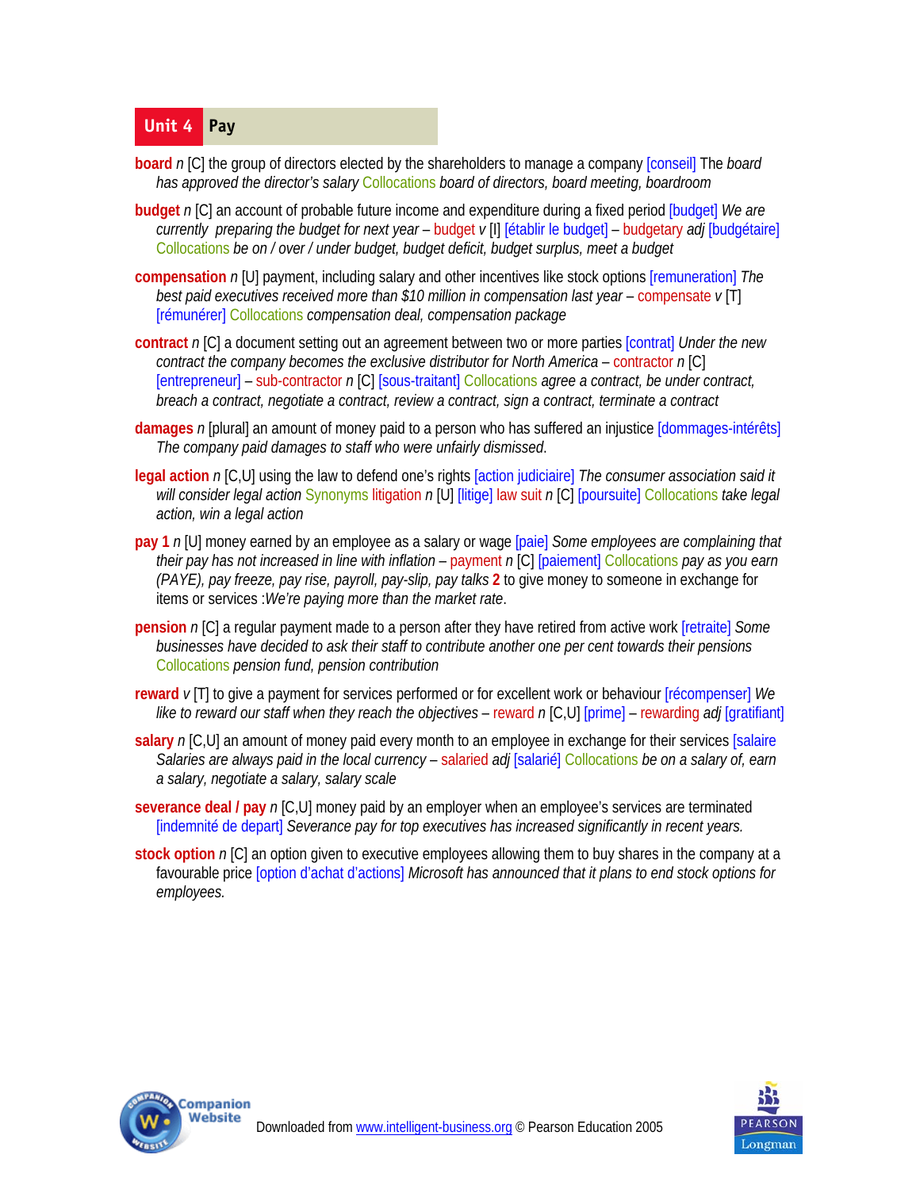## Unit 4 Pay

**board** *n* [C] the group of directors elected by the shareholders to manage a company [conseil] *The board has approved the director's salary* Collocations *board of directors, board meeting, boardroom*

**budget** *n* [C] an account of probable future income and expenditure during a fixed period [budget] *We are currently preparing the budget for next year* – budget *v* [I] [établir le budget] – budgetary *adj* [budgétaire] Collocations *be on / over / under budget, budget deficit, budget surplus, meet a budget*

**compensation** *n* [U] payment, including salary and other incentives like stock options [remuneration] *The best paid executives received more than $10 million in compensation last year* – compensate *v* [T] [rémunérer] Collocations *compensation deal, compensation package*

**contract** *n* [C] a document setting out an agreement between two or more parties [contrat] *Under the new contract the company becomes the exclusive distributor for North America* – contractor *n* [C] [entrepreneur] – sub-contractor *n* [C] [sous-traitant] Collocations *agree a contract, be under contract, breach a contract, negotiate a contract, review a contract, sign a contract, terminate a contract*

**damages** *n* [plural] an amount of money paid to a person who has suffered an injustice [dommages-intérêts] *The company paid damages to staff who were unfairly dismissed.*

**legal action** *n* [C,U] using the law to defend one's rights [action judiciaire] *The consumer association said it will consider legal action* Synonyms litigation *n* [U] [litige] law suit *n* [C] [poursuite] Collocations *take legal action, win a legal action*

**pay 1** *n* [U] money earned by an employee as a salary or wage [paie] *Some employees are complaining that their pay has not increased in line with inflation* – payment *n* [C] [paiement] Collocations *pay as you earn (PAYE), pay freeze, pay rise, payroll, pay-slip, pay talks* **2** to give money to someone in exchange for items or services :*We're paying more than the market rate*.

**pension** *n* [C] a regular payment made to a person after they have retired from active work [retraite] *Some businesses have decided to ask their staff to contribute another one per cent towards their pensions* Collocations *pension fund, pension contribution*

**reward** *v* [T] to give a payment for services performed or for excellent work or behaviour [récompenser] *We like to reward our staff when they reach the objectives* – reward *n* [C,U] [prime] – rewarding *adj* [gratifiant]

**salary** *n* [C,U] an amount of money paid every month to an employee in exchange for their services [salaire *Salaries are always paid in the local currency* – salaried *adj* [salarié] Collocations *be on a salary of, earn a salary, negotiate a salary, salary scale*

**severance deal / pay** *n* [C,U] money paid by an employer when an employee's services are terminated [indemnité de depart] *Severance pay for top executives has increased significantly in recent years.*

**stock option** *n* [C] an option given to executive employees allowing them to buy shares in the company at a favourable price [option d'achat d'actions] *Microsoft has announced that it plans to end stock options for employees.*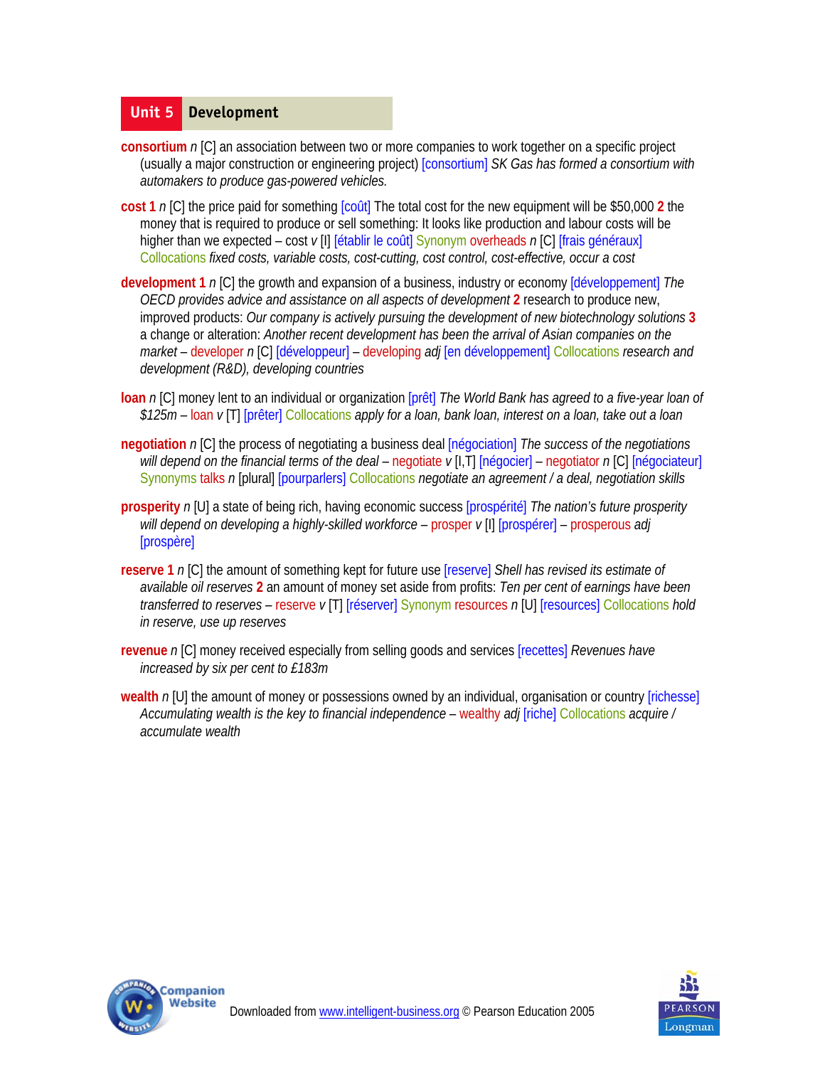## Unit 5 Development

**consortium** *n* [C] an association between two or more companies to work together on a specific project (usually a major construction or engineering project) [consortium] *SK Gas has formed a consortium with automakers to produce gas-powered vehicles.*

**cost 1** *n* [C] the price paid for something [coût] The total cost for the new equipment will be $50,000 **2** the money that is required to produce or sell something: It looks like production and labour costs will be higher than we expected – cost *v* [I] [établir le coût] Synonym overheads *n* [C] [frais généraux] Collocations *fixed costs, variable costs, cost-cutting, cost control, cost-effective, occur a cost*

**development 1** *n* [C] the growth and expansion of a business, industry or economy [développement] *The OECD provides advice and assistance on all aspects of development* **2** research to produce new, improved products: *Our company is actively pursuing the development of new biotechnology solutions* **3** a change or alteration: *Another recent development has been the arrival of Asian companies on the market* – developer *n* [C] [développeur] – developing *adj* [en développement] Collocations *research and development (R&D), developing countries*

**loan** *n* [C] money lent to an individual or organization [prêt] *The World Bank has agreed to a five-year loan of $125m* – loan *v* [T] [prêter] Collocations *apply for a loan, bank loan, interest on a loan, take out a loan*

**negotiation** *n* [C] the process of negotiating a business deal [négociation] *The success of the negotiations will depend on the financial terms of the deal* – negotiate *v* [I,T] [négocier] – negotiator *n* [C] [négociateur] Synonyms talks *n* [plural] [pourparlers] Collocations *negotiate an agreement / a deal, negotiation skills*

**prosperity** *n* [U] a state of being rich, having economic success [prospérité] *The nation's future prosperity will depend on developing a highly-skilled workforce* – prosper *v* [I] [prospérer] – prosperous *adj* [prospère]

**reserve 1** *n* [C] the amount of something kept for future use [reserve] *Shell has revised its estimate of available oil reserves* **2** an amount of money set aside from profits: *Ten per cent of earnings have been transferred to reserves* – reserve *v* [T] [réserver] Synonym resources *n* [U] [resources] Collocations *hold in reserve, use up reserves*

**revenue** *n* [C] money received especially from selling goods and services [recettes] *Revenues have increased by six per cent to £183m*

**wealth** *n* [U] the amount of money or possessions owned by an individual, organisation or country [richesse] *Accumulating wealth is the key to financial independence* – wealthy *adj* [riche] Collocations *acquire / accumulate wealth*

Downloaded from www.intelligent-business.org © Pearson Education 2005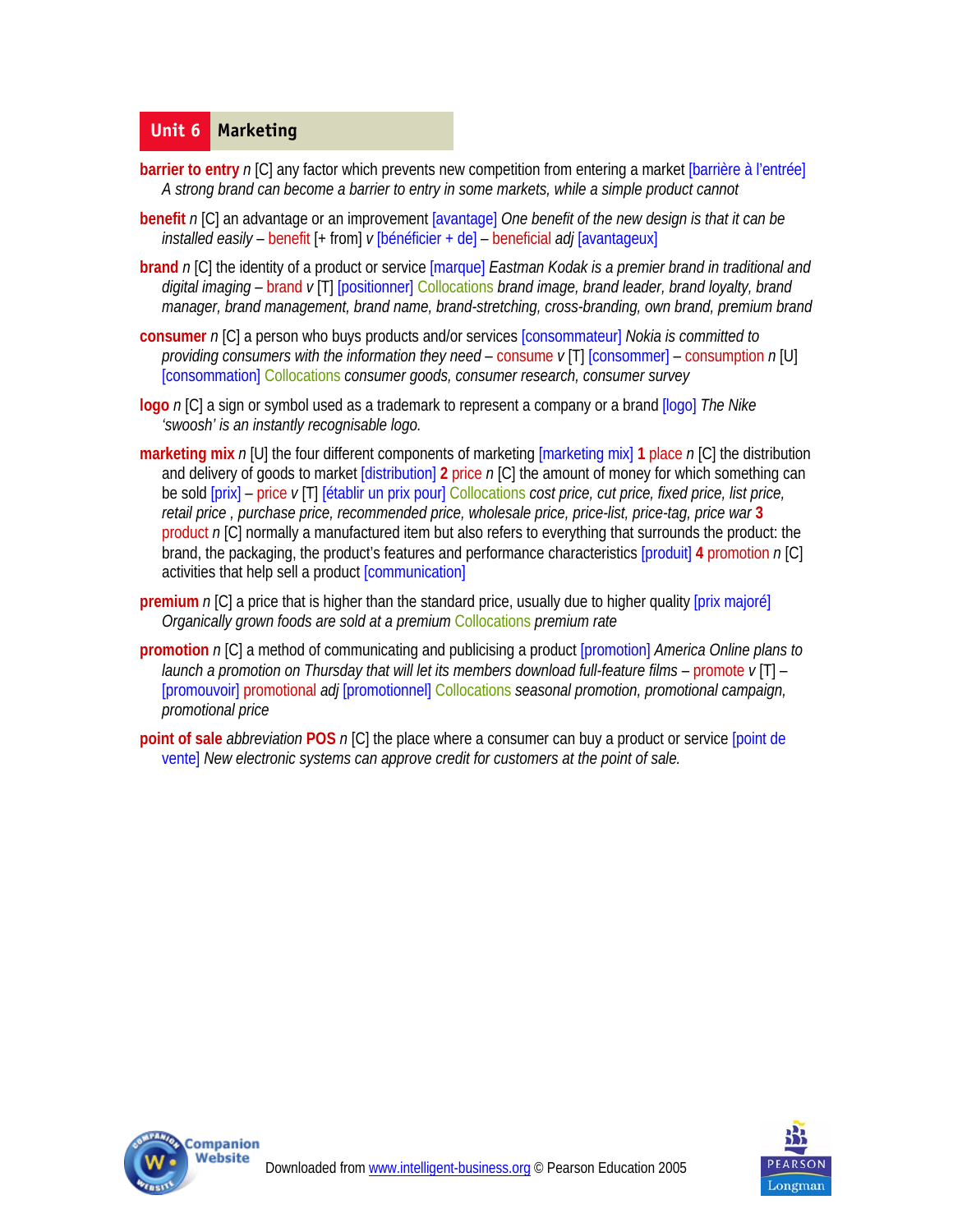# Unit 6 Marketing

**barrier to entry** *n* [C] any factor which prevents new competition from entering a market [barrière à l'entrée] *A strong brand can become a barrier to entry in some markets, while a simple product cannot*

**benefit** *n* [C] an advantage or an improvement [avantage] *One benefit of the new design is that it can be installed easily* – benefit [+ from] *v* [bénéficier + de] – beneficial *adj* [avantageux]

**brand** *n* [C] the identity of a product or service [marque] *Eastman Kodak is a premier brand in traditional and digital imaging* – brand *v* [T] [positionner] Collocations *brand image, brand leader, brand loyalty, brand manager, brand management, brand name, brand-stretching, cross-branding, own brand, premium brand*

**consumer** *n* [C] a person who buys products and/or services [consommateur] *Nokia is committed to providing consumers with the information they need* – consume *v* [T] [consommer] – consumption *n* [U] [consommation] Collocations *consumer goods, consumer research, consumer survey*

**logo** *n* [C] a sign or symbol used as a trademark to represent a company or a brand [logo] *The Nike 'swoosh' is an instantly recognisable logo.*

**marketing mix** *n* [U] the four different components of marketing [marketing mix] **1** place *n* [C] the distribution and delivery of goods to market [distribution] **2** price *n* [C] the amount of money for which something can be sold [prix] – price *v* [T] [établir un prix pour] Collocations *cost price, cut price, fixed price, list price, retail price , purchase price, recommended price, wholesale price, price-list, price-tag, price war* **3** product *n* [C] normally a manufactured item but also refers to everything that surrounds the product: the brand, the packaging, the product's features and performance characteristics [produit] **4** promotion *n* [C] activities that help sell a product [communication]

**premium** *n* [C] a price that is higher than the standard price, usually due to higher quality [prix majoré] *Organically grown foods are sold at a premium* Collocations *premium rate*

**promotion** *n* [C] a method of communicating and publicising a product [promotion] *America Online plans to launch a promotion on Thursday that will let its members download full-feature films* – promote *v* [T] – [promouvoir] promotional *adj* [promotionnel] Collocations *seasonal promotion, promotional campaign, promotional price*

**point of sale** *abbreviation* **POS** *n* [C] the place where a consumer can buy a product or service [point de vente] *New electronic systems can approve credit for customers at the point of sale.*

Downloaded from www.intelligent-business.org © Pearson Education 2005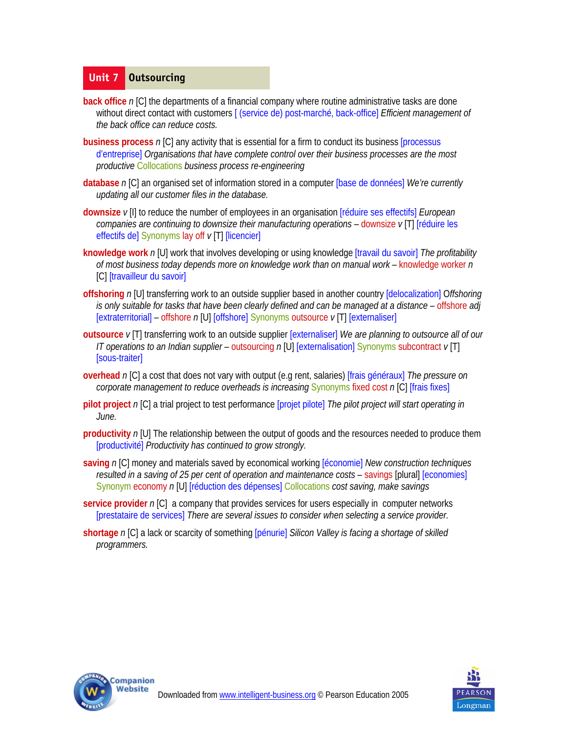## Unit 7 Outsourcing

**back office** *n* [C] the departments of a financial company where routine administrative tasks are done without direct contact with customers [ (service de) post-marché, back-office] *Efficient management of the back office can reduce costs.*

**business process** *n* [C] any activity that is essential for a firm to conduct its business [processus d'entreprise] *Organisations that have complete control over their business processes are the most productive* Collocations *business process re-engineering*

**database** *n* [C] an organised set of information stored in a computer [base de données] *We're currently updating all our customer files in the database.*

**downsize** *v* [I] to reduce the number of employees in an organisation [réduire ses effectifs] *European companies are continuing to downsize their manufacturing operations* – downsize *v* [T] [réduire les effectifs de] Synonyms lay off *v* [T] [licencier]

**knowledge work** *n* [U] work that involves developing or using knowledge [travail du savoir] *The profitability of most business today depends more on knowledge work than on manual work* – knowledge worker *n* [C] [travailleur du savoir]

**offshoring** *n* [U] transferring work to an outside supplier based in another country [delocalization] *Offshoring is only suitable for tasks that have been clearly defined and can be managed at a distance* – offshore *adj* [extraterritorial] – offshore *n* [U] [offshore] Synonyms outsource *v* [T] [externaliser]

**outsource** *v* [T] transferring work to an outside supplier [externaliser] *We are planning to outsource all of our IT operations to an Indian supplier* – outsourcing *n* [U] [externalisation] Synonyms subcontract *v* [T] [sous-traiter]

**overhead** *n* [C] a cost that does not vary with output (e.g rent, salaries) [frais généraux] *The pressure on corporate management to reduce overheads is increasing* Synonyms fixed cost *n* [C] [frais fixes]

**pilot project** *n* [C] a trial project to test performance [projet pilote] *The pilot project will start operating in June.*

**productivity** *n* [U] The relationship between the output of goods and the resources needed to produce them [productivité] *Productivity has continued to grow strongly.*

**saving** *n* [C] money and materials saved by economical working [économie] *New construction techniques resulted in a saving of 25 per cent of operation and maintenance costs* – savings [plural] [economies] Synonym economy *n* [U] [réduction des dépenses] Collocations *cost saving, make savings*

**service provider** *n* [C] a company that provides services for users especially in computer networks [prestataire de services] *There are several issues to consider when selecting a service provider.*

**shortage** *n* [C] a lack or scarcity of something [pénurie] *Silicon Valley is facing a shortage of skilled programmers.*

Downloaded from www.intelligent-business.org © Pearson Education 2005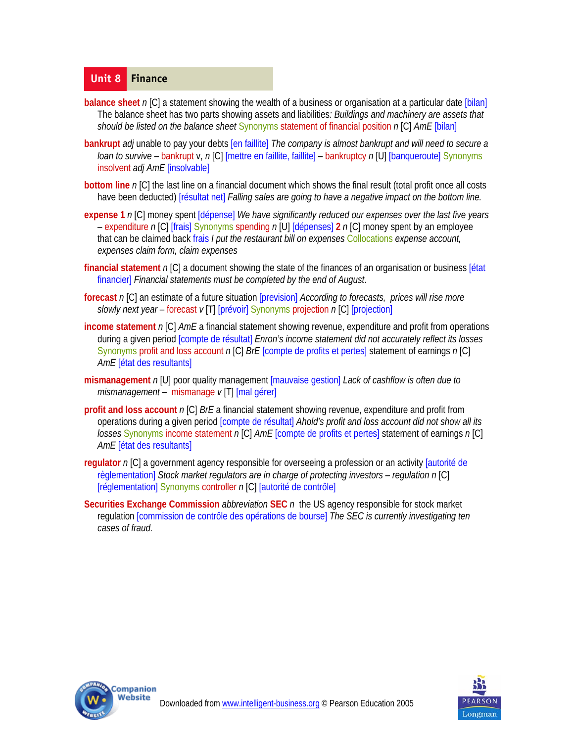## Unit 8 Finance

**balance sheet** *n* [C] a statement showing the wealth of a business or organisation at a particular date [bilan] The balance sheet has two parts showing assets and liabilities: *Buildings and machinery are assets that should be listed on the balance sheet* Synonyms statement of financial position *n* [C] *AmE* [bilan]

**bankrupt** *adj* unable to pay your debts [en faillite] *The company is almost bankrupt and will need to secure a loan to survive* – bankrupt v, *n* [C] [mettre en faillite, faillite] – bankruptcy *n* [U] [banqueroute] Synonyms insolvent *adj AmE* [insolvable]

**bottom line** *n* [C] the last line on a financial document which shows the final result (total profit once all costs have been deducted) [résultat net] *Falling sales are going to have a negative impact on the bottom line.*

**expense 1** *n* [C] money spent [dépense] *We have significantly reduced our expenses over the last five years* – expenditure *n* [C] [frais] Synonyms spending *n* [U] [dépenses] **2** *n* [C] money spent by an employee that can be claimed back frais *I put the restaurant bill on expenses* Collocations *expense account, expenses claim form, claim expenses*

**financial statement** *n* [C] a document showing the state of the finances of an organisation or business [état financier] *Financial statements must be completed by the end of August*.

**forecast** *n* [C] an estimate of a future situation [prevision] *According to forecasts, prices will rise more slowly next year* – forecast *v* [T] [prévoir] Synonyms projection *n* [C] [projection]

**income statement** *n* [C] *AmE* a financial statement showing revenue, expenditure and profit from operations during a given period [compte de résultat] *Enron's income statement did not accurately reflect its losses* Synonyms profit and loss account *n* [C] *BrE* [compte de profits et pertes] statement of earnings *n* [C] *AmE* [état des resultants]

**mismanagement** *n* [U] poor quality management [mauvaise gestion] *Lack of cashflow is often due to mismanagement* – mismanage *v* [T] [mal gérer]

**profit and loss account** *n* [C] *BrE* a financial statement showing revenue, expenditure and profit from operations during a given period [compte de résultat] *Ahold's profit and loss account did not show all its losses* Synonyms income statement *n* [C] *AmE* [compte de profits et pertes] statement of earnings *n* [C] *AmE* [état des resultants]

**regulator** *n* [C] a government agency responsible for overseeing a profession or an activity [autorité de règlementation] *Stock market regulators are in charge of protecting investors* – *regulation n* [C] [réglementation] Synonyms controller *n* [C] [autorité de contrôle]

**Securities Exchange Commission** *abbreviation* **SEC** *n* the US agency responsible for stock market regulation [commission de contrôle des opérations de bourse] *The SEC is currently investigating ten cases of fraud.*

Downloaded from www.intelligent-business.org © Pearson Education 2005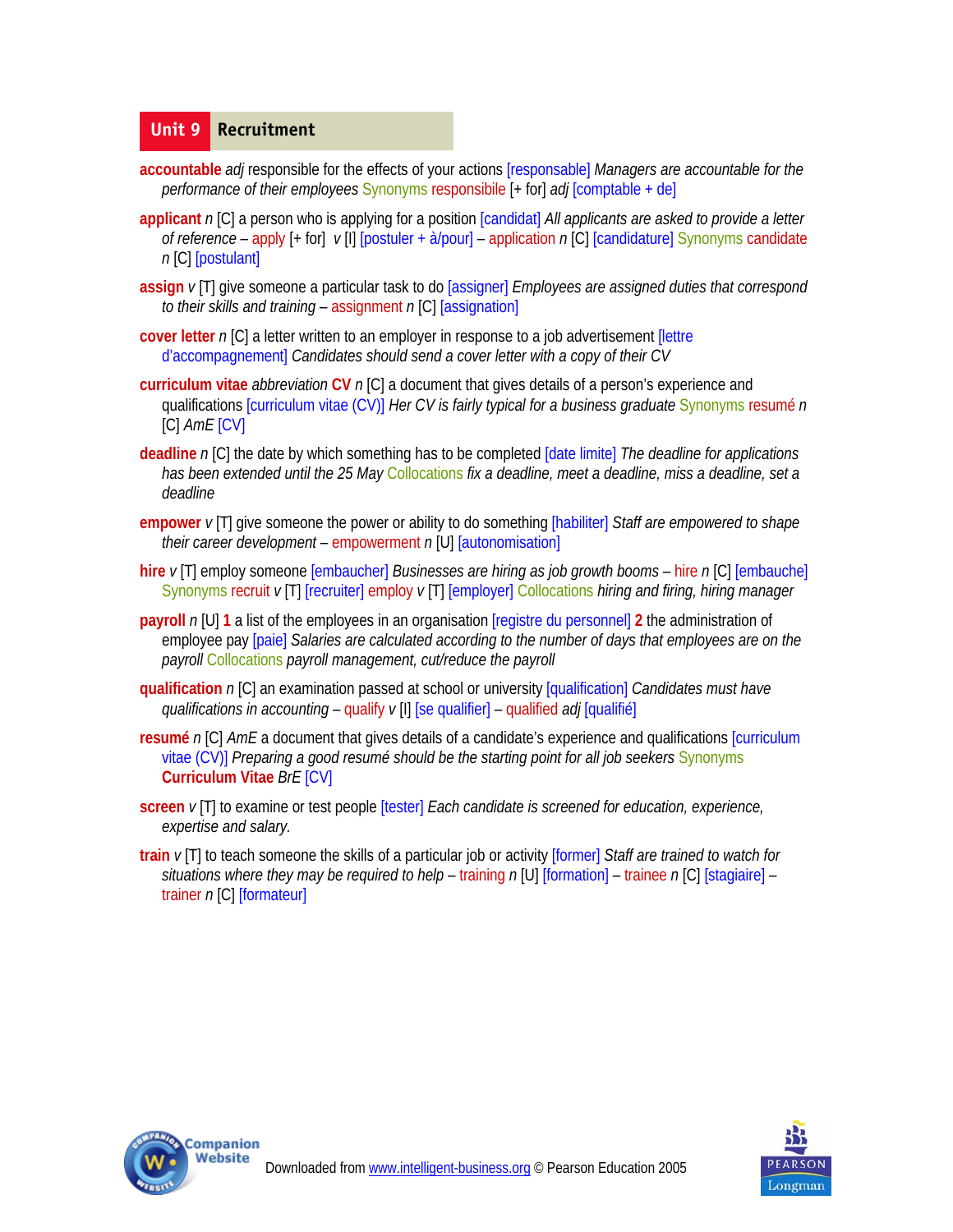## Unit 9 Recruitment

**accountable** *adj* responsible for the effects of your actions [responsable] *Managers are accountable for the performance of their employees* Synonyms responsibile [+ for] *adj* [comptable + de]

**applicant** *n* [C] a person who is applying for a position [candidat] *All applicants are asked to provide a letter of reference* – apply [+ for] *v* [I] [postuler + à/pour] – application *n* [C] [candidature] Synonyms candidate *n* [C] [postulant]

**assign** *v* [T] give someone a particular task to do [assigner] *Employees are assigned duties that correspond to their skills and training* – assignment *n* [C] [assignation]

**cover letter** *n* [C] a letter written to an employer in response to a job advertisement [lettre d'accompagnement] *Candidates should send a cover letter with a copy of their CV*

**curriculum vitae** *abbreviation* **CV** *n* [C] a document that gives details of a person's experience and qualifications [curriculum vitae (CV)] *Her CV is fairly typical for a business graduate* Synonyms resumé *n* [C] *AmE* [CV]

**deadline** *n* [C] the date by which something has to be completed [date limite] *The deadline for applications has been extended until the 25 May* Collocations *fix a deadline, meet a deadline, miss a deadline, set a deadline*

**empower** *v* [T] give someone the power or ability to do something [habiliter] *Staff are empowered to shape their career development* – empowerment *n* [U] [autonomisation]

**hire** *v* [T] employ someone [embaucher] *Businesses are hiring as job growth booms* – hire *n* [C] [embauche] Synonyms recruit *v* [T] [recruiter] employ *v* [T] [employer] Collocations *hiring and firing, hiring manager*

**payroll** *n* [U] **1** a list of the employees in an organisation [registre du personnel] **2** the administration of employee pay [paie] *Salaries are calculated according to the number of days that employees are on the payroll* Collocations *payroll management, cut/reduce the payroll*

**qualification** *n* [C] an examination passed at school or university [qualification] *Candidates must have qualifications in accounting* – qualify *v* [I] [se qualifier] – qualified *adj* [qualifié]

**resumé** *n* [C] *AmE* a document that gives details of a candidate's experience and qualifications [curriculum vitae (CV)] *Preparing a good resumé should be the starting point for all job seekers* Synonyms **Curriculum Vitae** *BrE* [CV]

**screen** *v* [T] to examine or test people [tester] *Each candidate is screened for education, experience, expertise and salary.*

**train** *v* [T] to teach someone the skills of a particular job or activity [former] *Staff are trained to watch for situations where they may be required to help* – training *n* [U] [formation] – trainee *n* [C] [stagiaire] – trainer *n* [C] [formateur]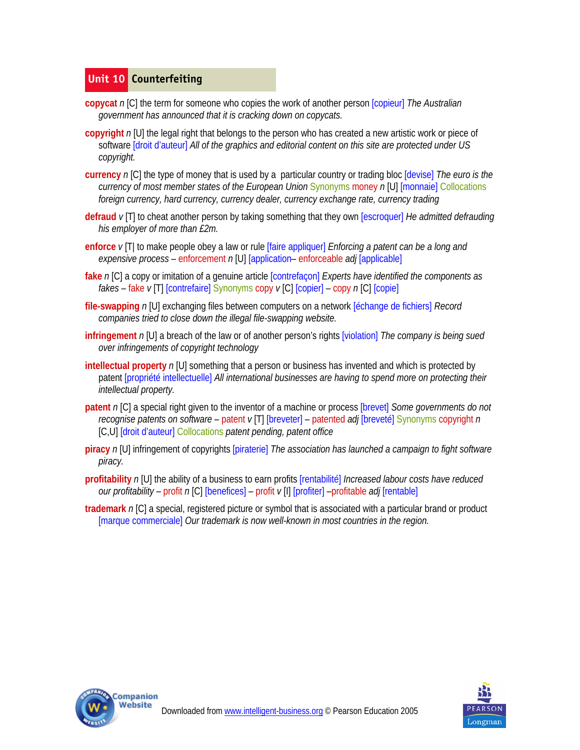## Unit 10 Counterfeiting

**copycat** *n* [C] the term for someone who copies the work of another person [copieur] *The Australian government has announced that it is cracking down on copycats.*

**copyright** *n* [U] the legal right that belongs to the person who has created a new artistic work or piece of software [droit d'auteur] *All of the graphics and editorial content on this site are protected under US copyright.*

**currency** *n* [C] the type of money that is used by a particular country or trading bloc [devise] *The euro is the currency of most member states of the European Union* Synonyms money *n* [U] [monnaie] Collocations *foreign currency, hard currency, currency dealer, currency exchange rate, currency trading*

**defraud** *v* [T] to cheat another person by taking something that they own [escroquer] *He admitted defrauding his employer of more than £2m.*

**enforce** *v* [T| to make people obey a law or rule [faire appliquer] *Enforcing a patent can be a long and expensive process* – enforcement *n* [U] [application– enforceable *adj* [applicable]

**fake** *n* [C] a copy or imitation of a genuine article [contrefaçon] *Experts have identified the components as fakes* – fake *v* [T] [contrefaire] Synonyms copy *v* [C] [copier] – copy *n* [C] [copie]

**file-swapping** *n* [U] exchanging files between computers on a network [échange de fichiers] *Record companies tried to close down the illegal file-swapping website.*

**infringement** *n* [U] a breach of the law or of another person's rights [violation] *The company is being sued over infringements of copyright technology*

**intellectual property** *n* [U] something that a person or business has invented and which is protected by patent [propriété intellectuelle] *All international businesses are having to spend more on protecting their intellectual property.*

**patent** *n* [C] a special right given to the inventor of a machine or process [brevet] *Some governments do not recognise patents on software* – patent *v* [T] [breveter] – patented *adj* [breveté] Synonyms copyright *n* [C,U] [droit d'auteur] Collocations *patent pending, patent office*

**piracy** *n* [U] infringement of copyrights [piraterie] *The association has launched a campaign to fight software piracy.*

**profitability** *n* [U] the ability of a business to earn profits [rentabilité] *Increased labour costs have reduced our profitability* – profit *n* [C] [benefices] – profit *v* [I] [profiter] –profitable *adj* [rentable]

**trademark** *n* [C] a special, registered picture or symbol that is associated with a particular brand or product [marque commerciale] *Our trademark is now well-known in most countries in the region.*

Downloaded from www.intelligent-business.org © Pearson Education 2005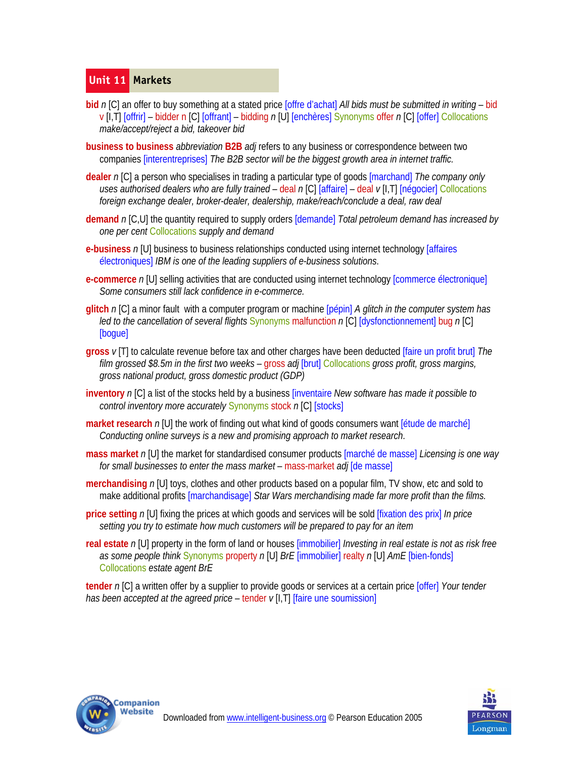## Unit 11 Markets

**bid** *n* [C] an offer to buy something at a stated price [offre d'achat] *All bids must be submitted in writing* – bid v [I,T] [offrir] – bidder n [C] [offrant] – bidding *n* [U] [enchères] Synonyms offer *n* [C] [offer] Collocations *make/accept/reject a bid, takeover bid*

**business to business** *abbreviation* **B2B** *adj* refers to any business or correspondence between two companies [interentreprises] *The B2B sector will be the biggest growth area in internet traffic.*

**dealer** *n* [C] a person who specialises in trading a particular type of goods [marchand] *The company only uses authorised dealers who are fully trained* – deal *n* [C] [affaire] – deal *v* [I,T] [négocier] Collocations *foreign exchange dealer, broker-dealer, dealership, make/reach/conclude a deal, raw deal*

**demand** *n* [C,U] the quantity required to supply orders [demande] *Total petroleum demand has increased by one per cent* Collocations *supply and demand*

**e-business** *n* [U] business to business relationships conducted using internet technology [affaires électroniques] *IBM is one of the leading suppliers of e-business solutions.*

**e-commerce** *n* [U] selling activities that are conducted using internet technology [commerce électronique] *Some consumers still lack confidence in e-commerce.*

**glitch** *n* [C] a minor fault with a computer program or machine [pépin] *A glitch in the computer system has led to the cancellation of several flights* Synonyms malfunction *n* [C] [dysfonctionnement] bug *n* [C] [bogue]

**gross** *v* [T] to calculate revenue before tax and other charges have been deducted [faire un profit brut] *The film grossed $8.5m in the first two weeks* – gross *adj* [brut] Collocations *gross profit, gross margins, gross national product, gross domestic product (GDP)*

**inventory** *n* [C] a list of the stocks held by a business [inventaire *New software has made it possible to control inventory more accurately* Synonyms stock *n* [C] [stocks]

**market research** *n* [U] the work of finding out what kind of goods consumers want [étude de marché] *Conducting online surveys is a new and promising approach to market research.*

**mass market** *n* [U] the market for standardised consumer products [marché de masse] *Licensing is one way for small businesses to enter the mass market* – mass-market *adj* [de masse]

**merchandising** *n* [U] toys, clothes and other products based on a popular film, TV show, etc and sold to make additional profits [marchandisage] *Star Wars merchandising made far more profit than the films.*

**price setting** *n* [U] fixing the prices at which goods and services will be sold [fixation des prix] *In price setting you try to estimate how much customers will be prepared to pay for an item*

**real estate** *n* [U] property in the form of land or houses [immobilier] *Investing in real estate is not as risk free as some people think* Synonyms property *n* [U] *BrE* [immobilier] realty *n* [U] *AmE* [bien-fonds] Collocations *estate agent BrE*

**tender** *n* [C] a written offer by a supplier to provide goods or services at a certain price [offer] *Your tender has been accepted at the agreed price* – tender *v* [I,T] [faire une soumission]

Downloaded from www.intelligent-business.org © Pearson Education 2005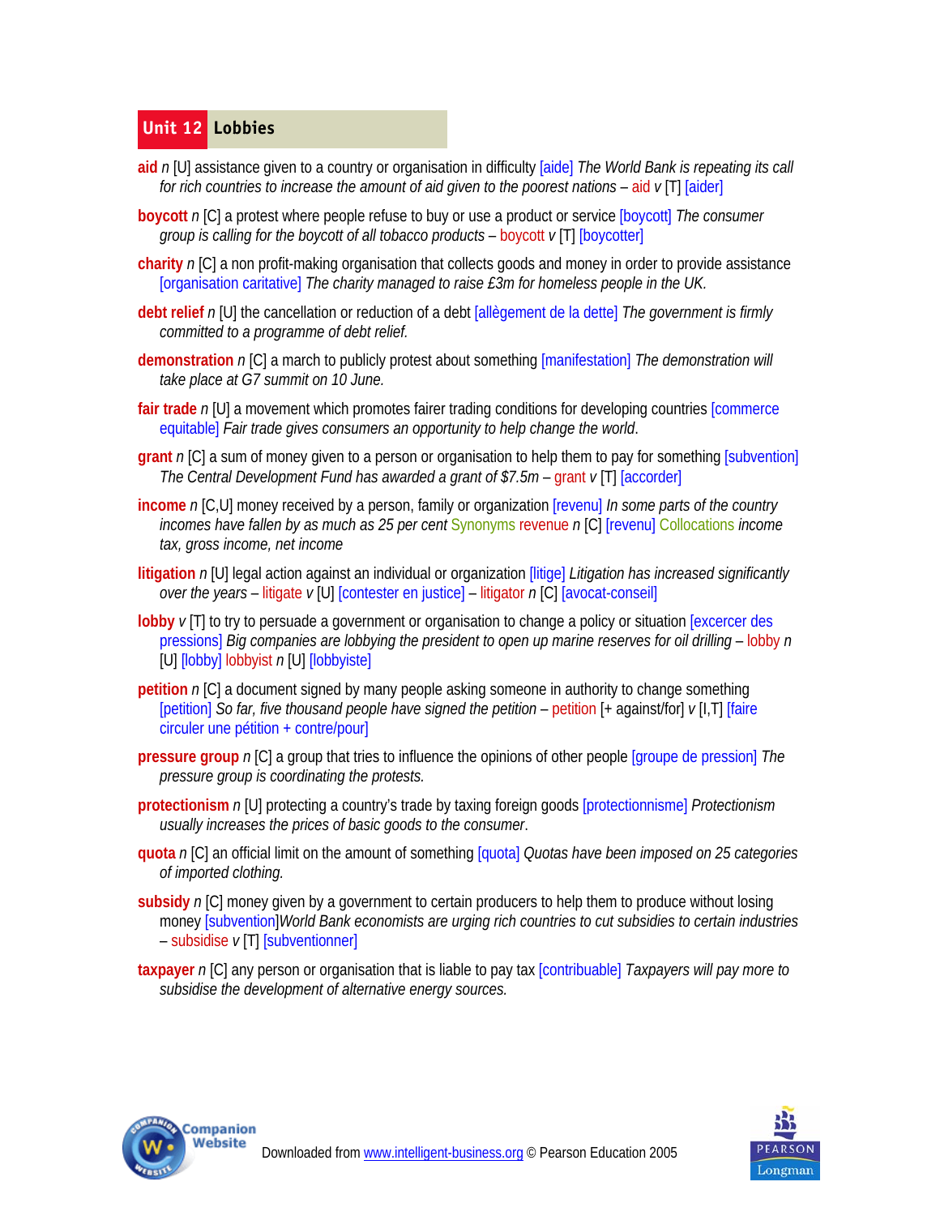## Unit 12 Lobbies

**aid** *n* [U] assistance given to a country or organisation in difficulty [aide] *The World Bank is repeating its call for rich countries to increase the amount of aid given to the poorest nations* – aid *v* [T] [aider]

**boycott** *n* [C] a protest where people refuse to buy or use a product or service [boycott] *The consumer group is calling for the boycott of all tobacco products* – boycott *v* [T] [boycotter]

**charity** *n* [C] a non profit-making organisation that collects goods and money in order to provide assistance [organisation caritative] *The charity managed to raise £3m for homeless people in the UK.*

**debt relief** *n* [U] the cancellation or reduction of a debt [allègement de la dette] *The government is firmly committed to a programme of debt relief.*

**demonstration** *n* [C] a march to publicly protest about something [manifestation] *The demonstration will take place at G7 summit on 10 June.*

**fair trade** *n* [U] a movement which promotes fairer trading conditions for developing countries [commerce equitable] *Fair trade gives consumers an opportunity to help change the world*.

**grant** *n* [C] a sum of money given to a person or organisation to help them to pay for something [subvention] *The Central Development Fund has awarded a grant of $7.5m* – grant *v* [T] [accorder]

**income** *n* [C,U] money received by a person, family or organization [revenu] *In some parts of the country incomes have fallen by as much as 25 per cent* Synonyms revenue *n* [C] [revenu] Collocations *income tax, gross income, net income*

**litigation** *n* [U] legal action against an individual or organization [litige] *Litigation has increased significantly over the years* – litigate *v* [U] [contester en justice] – litigator *n* [C] [avocat-conseil]

**lobby** *v* [T] to try to persuade a government or organisation to change a policy or situation [excercer des pressions] *Big companies are lobbying the president to open up marine reserves for oil drilling* – lobby *n* [U] [lobby] lobbyist *n* [U] [lobbyiste]

**petition** *n* [C] a document signed by many people asking someone in authority to change something [petition] *So far, five thousand people have signed the petition* – petition [+ against/for] *v* [I,T] [faire circuler une pétition + contre/pour]

**pressure group** *n* [C] a group that tries to influence the opinions of other people [groupe de pression] *The pressure group is coordinating the protests.*

**protectionism** *n* [U] protecting a country's trade by taxing foreign goods [protectionnisme] *Protectionism usually increases the prices of basic goods to the consumer*.

**quota** *n* [C] an official limit on the amount of something [quota] *Quotas have been imposed on 25 categories of imported clothing.*

**subsidy** *n* [C] money given by a government to certain producers to help them to produce without losing money [subvention]*World Bank economists are urging rich countries to cut subsidies to certain industries* – subsidise *v* [T] [subventionner]

**taxpayer** *n* [C] any person or organisation that is liable to pay tax [contribuable] *Taxpayers will pay more to subsidise the development of alternative energy sources.*

Downloaded from www.intelligent-business.org © Pearson Education 2005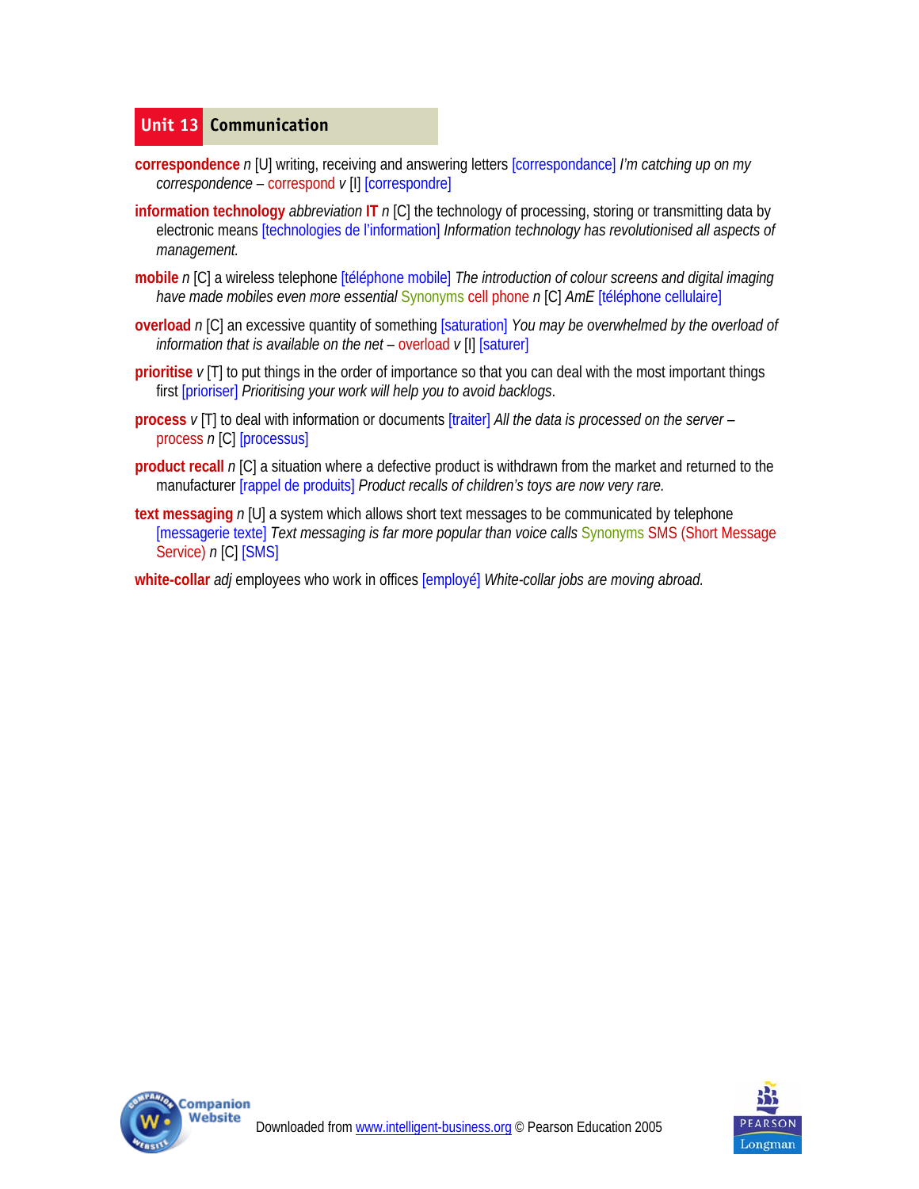## Unit 13 Communication

**correspondence** *n* [U] writing, receiving and answering letters [correspondance] *I'm catching up on my correspondence* – correspond *v* [I] [correspondre]

**information technology** *abbreviation* **IT** *n* [C] the technology of processing, storing or transmitting data by electronic means [technologies de l'information] *Information technology has revolutionised all aspects of management.*

**mobile** *n* [C] a wireless telephone [téléphone mobile] *The introduction of colour screens and digital imaging have made mobiles even more essential* Synonyms cell phone *n* [C] *AmE* [téléphone cellulaire]

**overload** *n* [C] an excessive quantity of something [saturation] *You may be overwhelmed by the overload of information that is available on the net* – overload *v* [I] [saturer]

**prioritise** *v* [T] to put things in the order of importance so that you can deal with the most important things first [prioriser] *Prioritising your work will help you to avoid backlogs*.

**process** *v* [T] to deal with information or documents [traiter] *All the data is processed on the server* – process *n* [C] [processus]

**product recall** *n* [C] a situation where a defective product is withdrawn from the market and returned to the manufacturer [rappel de produits] *Product recalls of children's toys are now very rare.*

**text messaging** *n* [U] a system which allows short text messages to be communicated by telephone [messagerie texte] *Text messaging is far more popular than voice calls* Synonyms SMS (Short Message Service) *n* [C] [SMS]

**white-collar** *adj* employees who work in offices [employé] *White-collar jobs are moving abroad.*

Downloaded from www.intelligent-business.org © Pearson Education 2005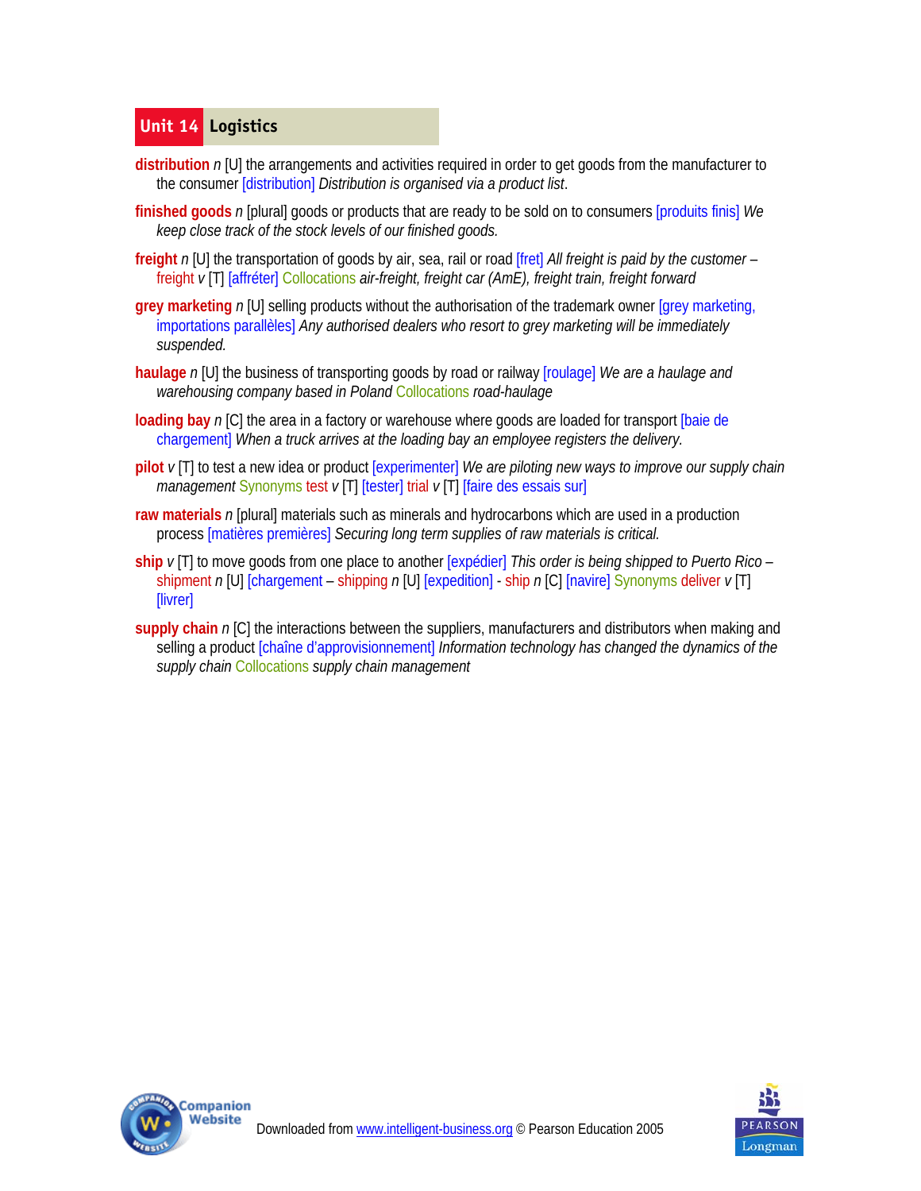# Unit 14 Logistics

**distribution** *n* [U] the arrangements and activities required in order to get goods from the manufacturer to the consumer [distribution] *Distribution is organised via a product list*.

**finished goods** *n* [plural] goods or products that are ready to be sold on to consumers [produits finis] *We keep close track of the stock levels of our finished goods.*

**freight** *n* [U] the transportation of goods by air, sea, rail or road [fret] *All freight is paid by the customer* – freight *v* [T] [affréter] Collocations *air-freight, freight car (AmE), freight train, freight forward*

**grey marketing** *n* [U] selling products without the authorisation of the trademark owner [grey marketing, importations parallèles] *Any authorised dealers who resort to grey marketing will be immediately suspended.*

**haulage** *n* [U] the business of transporting goods by road or railway [roulage] *We are a haulage and warehousing company based in Poland* Collocations *road-haulage*

**loading bay** *n* [C] the area in a factory or warehouse where goods are loaded for transport [baie de chargement] *When a truck arrives at the loading bay an employee registers the delivery.*

**pilot** *v* [T] to test a new idea or product [experimenter] *We are piloting new ways to improve our supply chain management* Synonyms test *v* [T] [tester] trial *v* [T] [faire des essais sur]

**raw materials** *n* [plural] materials such as minerals and hydrocarbons which are used in a production process [matières premières] *Securing long term supplies of raw materials is critical.*

**ship** *v* [T] to move goods from one place to another [expédier] *This order is being shipped to Puerto Rico* – shipment *n* [U] [chargement – shipping *n* [U] [expedition] - ship *n* [C] [navire] Synonyms deliver *v* [T] [livrer]

**supply chain** *n* [C] the interactions between the suppliers, manufacturers and distributors when making and selling a product [chaîne d'approvisionnement] *Information technology has changed the dynamics of the supply chain* Collocations *supply chain management*

Downloaded from www.intelligent-business.org © Pearson Education 2005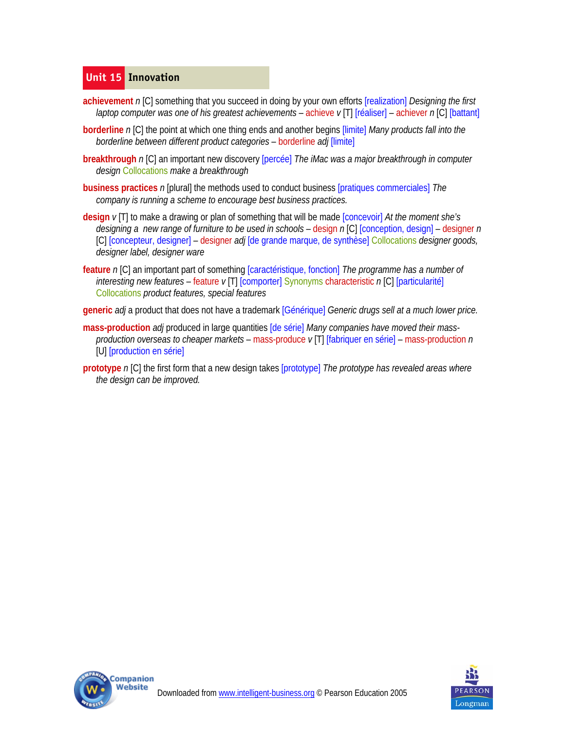## Unit 15 Innovation

**achievement** *n* [C] something that you succeed in doing by your own efforts [realization] *Designing the first laptop computer was one of his greatest achievements* – achieve *v* [T] [réaliser] – achiever *n* [C] [battant]

**borderline** *n* [C] the point at which one thing ends and another begins [limite] *Many products fall into the borderline between different product categories* – borderline *adj* [limite]

**breakthrough** *n* [C] an important new discovery [percée] *The iMac was a major breakthrough in computer design* Collocations *make a breakthrough*

**business practices** *n* [plural] the methods used to conduct business [pratiques commerciales] *The company is running a scheme to encourage best business practices.*

**design** *v* [T] to make a drawing or plan of something that will be made [concevoir] *At the moment she's designing a new range of furniture to be used in schools* – design *n* [C] [conception, design] – designer *n* [C] [concepteur, designer] – designer *adj* [de grande marque, de synthèse] Collocations *designer goods, designer label, designer ware*

**feature** *n* [C] an important part of something [caractéristique, fonction] *The programme has a number of interesting new features* – feature *v* [T] [comporter] Synonyms characteristic *n* [C] [particularité] Collocations *product features, special features*

**generic** *adj* a product that does not have a trademark [Générique] *Generic drugs sell at a much lower price.*

**mass-production** *adj* produced in large quantities [de série] *Many companies have moved their mass-production overseas to cheaper markets* – mass-produce *v* [T] [fabriquer en série] – mass-production *n* [U] [production en série]

**prototype** *n* [C] the first form that a new design takes [prototype] *The prototype has revealed areas where the design can be improved.*

Downloaded from www.intelligent-business.org © Pearson Education 2005